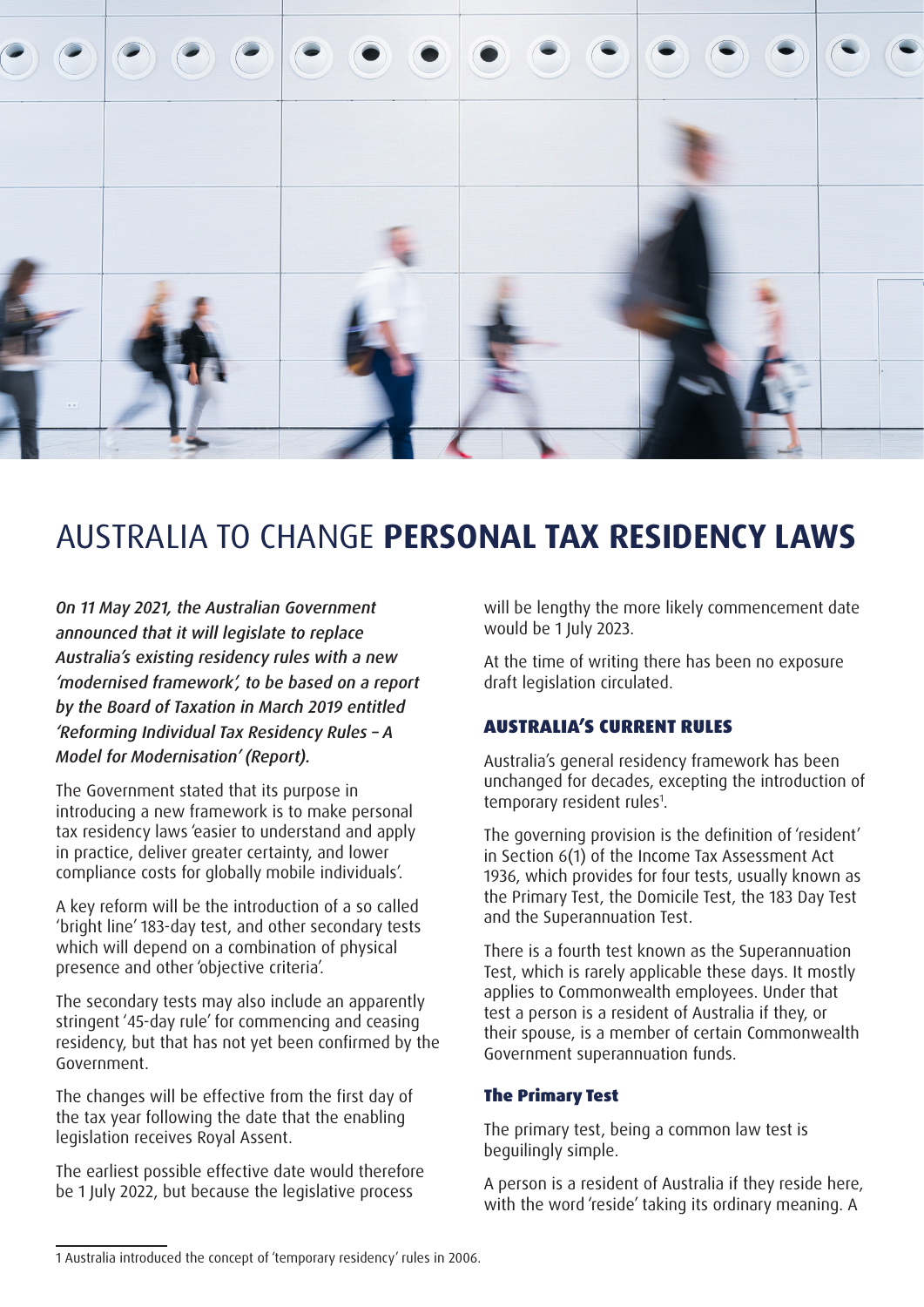# AUSTRALIA TO CHANGE **PERSONAL TAX RESIDENCY LAWS**

*On 11 May 2021, the Australian Government announced that it will legislate to replace Australia's existing residency rules with a new 'modernised framework', to be based on a report by the Board of Taxation in March 2019 entitled 'Reforming Individual Tax Residency Rules – A Model for Modernisation' (Report).*

The Government stated that its purpose in introducing a new framework is to make personal tax residency laws 'easier to understand and apply in practice, deliver greater certainty, and lower compliance costs for globally mobile individuals'.

A key reform will be the introduction of a so called 'bright line' 183-day test, and other secondary tests which will depend on a combination of physical presence and other 'objective criteria'.

The secondary tests may also include an apparently stringent '45-day rule' for commencing and ceasing residency, but that has not yet been confirmed by the Government.

The changes will be effective from the first day of the tax year following the date that the enabling legislation receives Royal Assent.

The earliest possible effective date would therefore be 1 July 2022, but because the legislative process will be lengthy the more likely commencement date would be 1 July 2023.

At the time of writing there has been no exposure draft legislation circulated.

## AUSTRALIA'S CURRENT RULES

Australia's general residency framework has been unchanged for decades, excepting the introduction of temporary resident rules[1].

The governing provision is the definition of 'resident' in Section 6(1) of the Income Tax Assessment Act 1936, which provides for four tests, usually known as the Primary Test, the Domicile Test, the 183 Day Test and the Superannuation Test.

There is a fourth test known as the Superannuation Test, which is rarely applicable these days. It mostly applies to Commonwealth employees. Under that test a person is a resident of Australia if they, or their spouse, is a member of certain Commonwealth Government superannuation funds.

### The Primary Test

The primary test, being a common law test is beguilingly simple.

A person is a resident of Australia if they reside here, with the word 'reside' taking its ordinary meaning. A

---

1 Australia introduced the concept of 'temporary residency' rules in 2006.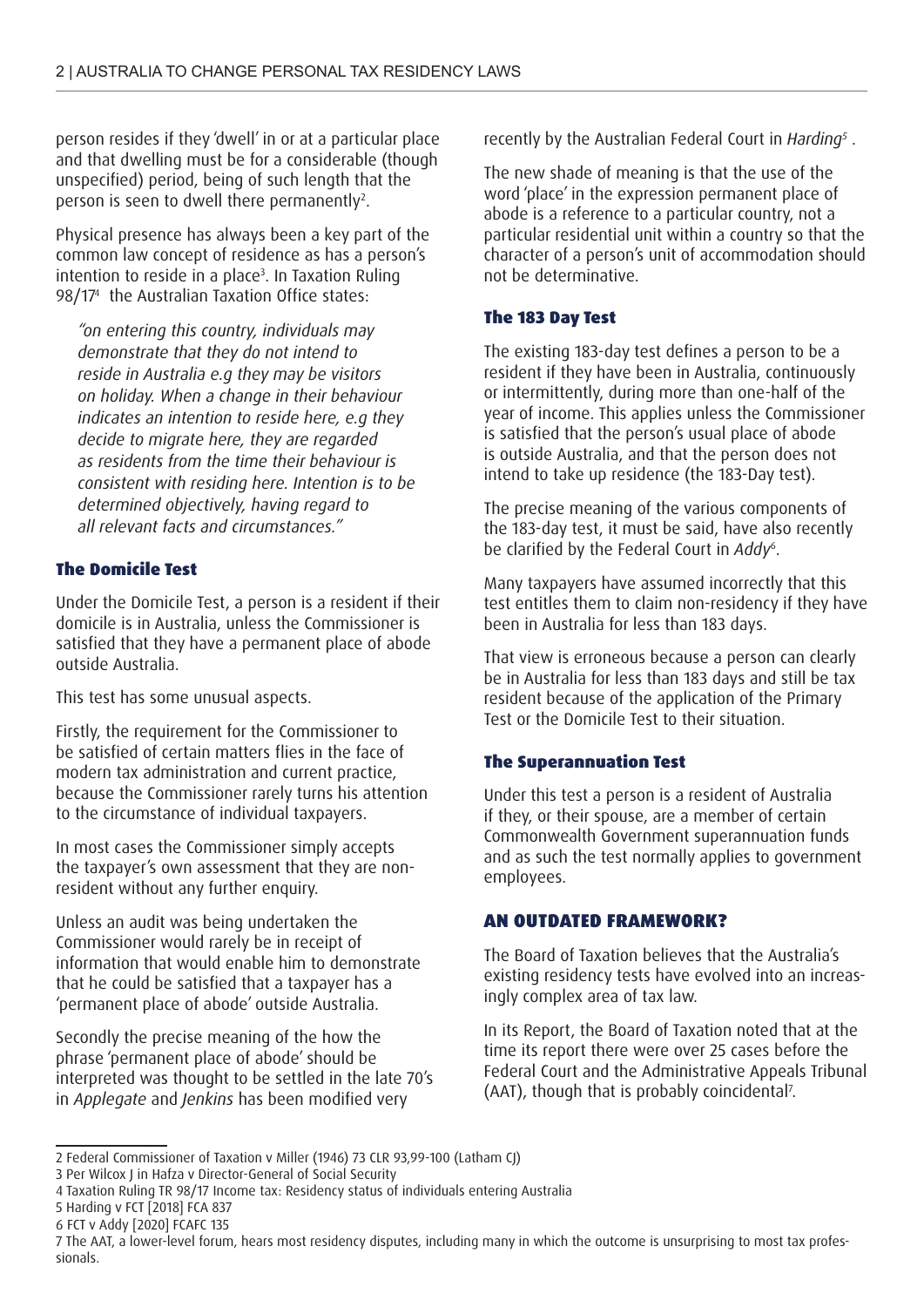person resides if they 'dwell' in or at a particular place and that dwelling must be for a considerable (though unspecified) period, being of such length that the person is seen to dwell there permanently[2].

Physical presence has always been a key part of the common law concept of residence as has a person's intention to reside in a place[3]. In Taxation Ruling 98/17[4] the Australian Taxation Office states:

> *"on entering this country, individuals may demonstrate that they do not intend to reside in Australia e.g they may be visitors on holiday. When a change in their behaviour indicates an intention to reside here, e.g they decide to migrate here, they are regarded as residents from the time their behaviour is consistent with residing here. Intention is to be determined objectively, having regard to all relevant facts and circumstances."*

### The Domicile Test

Under the Domicile Test, a person is a resident if their domicile is in Australia, unless the Commissioner is satisfied that they have a permanent place of abode outside Australia.

This test has some unusual aspects.

Firstly, the requirement for the Commissioner to be satisfied of certain matters flies in the face of modern tax administration and current practice, because the Commissioner rarely turns his attention to the circumstance of individual taxpayers.

In most cases the Commissioner simply accepts the taxpayer's own assessment that they are non-resident without any further enquiry.

Unless an audit was being undertaken the Commissioner would rarely be in receipt of information that would enable him to demonstrate that he could be satisfied that a taxpayer has a 'permanent place of abode' outside Australia.

Secondly the precise meaning of the how the phrase 'permanent place of abode' should be interpreted was thought to be settled in the late 70's in *Applegate* and *Jenkins* has been modified very recently by the Australian Federal Court in *Harding*[5] .

The new shade of meaning is that the use of the word 'place' in the expression permanent place of abode is a reference to a particular country, not a particular residential unit within a country so that the character of a person's unit of accommodation should not be determinative.

### The 183 Day Test

The existing 183-day test defines a person to be a resident if they have been in Australia, continuously or intermittently, during more than one-half of the year of income. This applies unless the Commissioner is satisfied that the person's usual place of abode is outside Australia, and that the person does not intend to take up residence (the 183-Day test).

The precise meaning of the various components of the 183-day test, it must be said, have also recently be clarified by the Federal Court in *Addy*[6].

Many taxpayers have assumed incorrectly that this test entitles them to claim non-residency if they have been in Australia for less than 183 days.

That view is erroneous because a person can clearly be in Australia for less than 183 days and still be tax resident because of the application of the Primary Test or the Domicile Test to their situation.

### The Superannuation Test

Under this test a person is a resident of Australia if they, or their spouse, are a member of certain Commonwealth Government superannuation funds and as such the test normally applies to government employees.

## AN OUTDATED FRAMEWORK?

The Board of Taxation believes that the Australia's existing residency tests have evolved into an increasingly complex area of tax law.

In its Report, the Board of Taxation noted that at the time its report there were over 25 cases before the Federal Court and the Administrative Appeals Tribunal (AAT), though that is probably coincidental[7].

---

2 Federal Commissioner of Taxation v Miller (1946) 73 CLR 93,99-100 (Latham CJ)

3 Per Wilcox J in Hafza v Director-General of Social Security

4 Taxation Ruling TR 98/17 Income tax: Residency status of individuals entering Australia

5 Harding v FCT [2018] FCA 837

6 FCT v Addy [2020] FCAFC 135

7 The AAT, a lower-level forum, hears most residency disputes, including many in which the outcome is unsurprising to most tax professionals.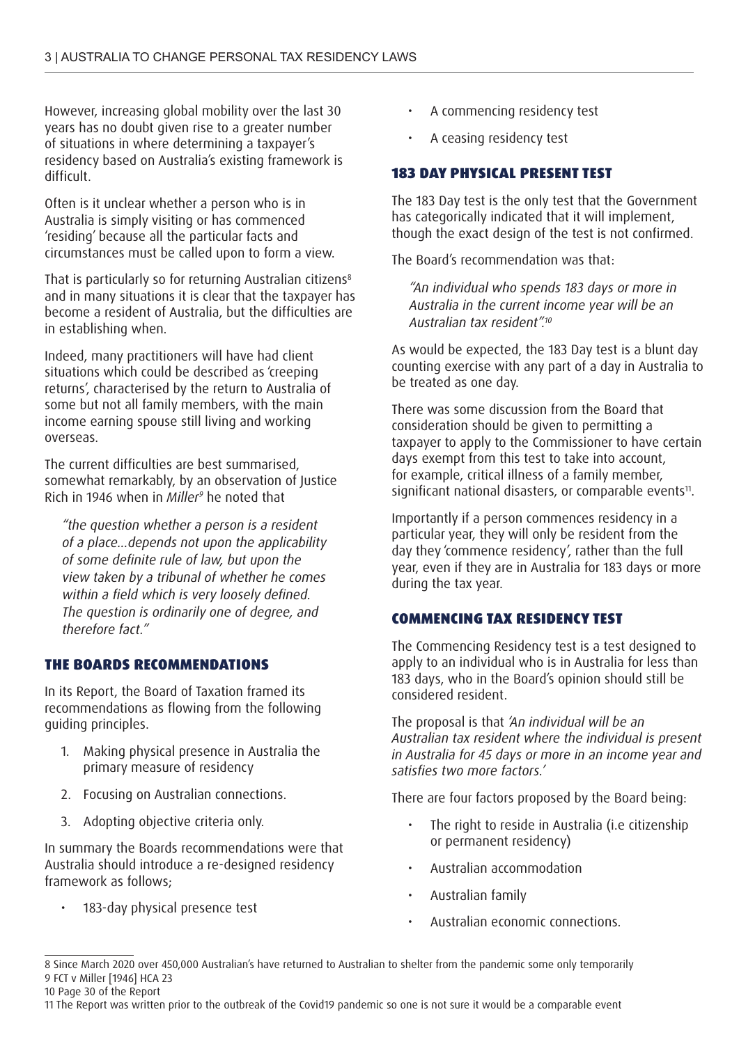However, increasing global mobility over the last 30 years has no doubt given rise to a greater number of situations in where determining a taxpayer's residency based on Australia's existing framework is difficult.

Often is it unclear whether a person who is in Australia is simply visiting or has commenced 'residing' because all the particular facts and circumstances must be called upon to form a view.

That is particularly so for returning Australian citizens[8] and in many situations it is clear that the taxpayer has become a resident of Australia, but the difficulties are in establishing when.

Indeed, many practitioners will have had client situations which could be described as 'creeping returns', characterised by the return to Australia of some but not all family members, with the main income earning spouse still living and working overseas.

The current difficulties are best summarised, somewhat remarkably, by an observation of Justice Rich in 1946 when in *Miller*[9] he noted that

> *"the question whether a person is a resident of a place…depends not upon the applicability of some definite rule of law, but upon the view taken by a tribunal of whether he comes within a field which is very loosely defined. The question is ordinarily one of degree, and therefore fact."*

## THE BOARDS RECOMMENDATIONS

In its Report, the Board of Taxation framed its recommendations as flowing from the following guiding principles.

1. Making physical presence in Australia the primary measure of residency
2. Focusing on Australian connections.
3. Adopting objective criteria only.

In summary the Boards recommendations were that Australia should introduce a re-designed residency framework as follows;

- 183-day physical presence test
- A commencing residency test
- A ceasing residency test

## 183 DAY PHYSICAL PRESENT TEST

The 183 Day test is the only test that the Government has categorically indicated that it will implement, though the exact design of the test is not confirmed.

The Board's recommendation was that:

> *"An individual who spends 183 days or more in Australia in the current income year will be an Australian tax resident".*[10]

As would be expected, the 183 Day test is a blunt day counting exercise with any part of a day in Australia to be treated as one day.

There was some discussion from the Board that consideration should be given to permitting a taxpayer to apply to the Commissioner to have certain days exempt from this test to take into account, for example, critical illness of a family member, significant national disasters, or comparable events[11].

Importantly if a person commences residency in a particular year, they will only be resident from the day they 'commence residency', rather than the full year, even if they are in Australia for 183 days or more during the tax year.

## COMMENCING TAX RESIDENCY TEST

The Commencing Residency test is a test designed to apply to an individual who is in Australia for less than 183 days, who in the Board's opinion should still be considered resident.

The proposal is that *'An individual will be an Australian tax resident where the individual is present in Australia for 45 days or more in an income year and satisfies two more factors.'*

There are four factors proposed by the Board being:

- The right to reside in Australia (i.e citizenship or permanent residency)
- Australian accommodation
- Australian family
- Australian economic connections.

---

8 Since March 2020 over 450,000 Australian's have returned to Australian to shelter from the pandemic some only temporarily

9 FCT v Miller [1946] HCA 23

10 Page 30 of the Report

11 The Report was written prior to the outbreak of the Covid19 pandemic so one is not sure it would be a comparable event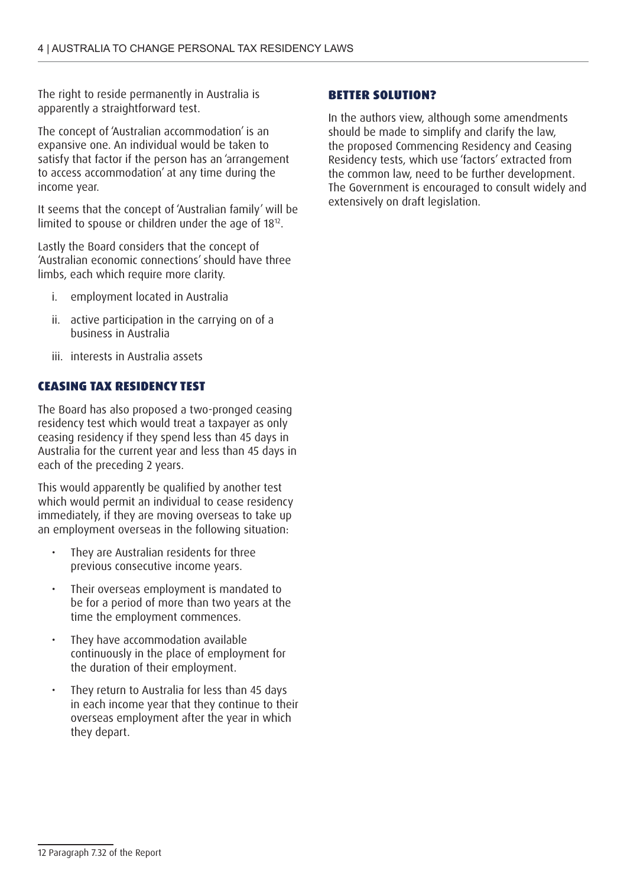The right to reside permanently in Australia is apparently a straightforward test.

The concept of 'Australian accommodation' is an expansive one. An individual would be taken to satisfy that factor if the person has an 'arrangement to access accommodation' at any time during the income year.

It seems that the concept of 'Australian family' will be limited to spouse or children under the age of 18[12].

Lastly the Board considers that the concept of 'Australian economic connections' should have three limbs, each which require more clarity.

i. employment located in Australia

ii. active participation in the carrying on of a business in Australia

iii. interests in Australia assets

## CEASING TAX RESIDENCY TEST

The Board has also proposed a two-pronged ceasing residency test which would treat a taxpayer as only ceasing residency if they spend less than 45 days in Australia for the current year and less than 45 days in each of the preceding 2 years.

This would apparently be qualified by another test which would permit an individual to cease residency immediately, if they are moving overseas to take up an employment overseas in the following situation:

- They are Australian residents for three previous consecutive income years.
- Their overseas employment is mandated to be for a period of more than two years at the time the employment commences.
- They have accommodation available continuously in the place of employment for the duration of their employment.
- They return to Australia for less than 45 days in each income year that they continue to their overseas employment after the year in which they depart.

## BETTER SOLUTION?

In the authors view, although some amendments should be made to simplify and clarify the law, the proposed Commencing Residency and Ceasing Residency tests, which use 'factors' extracted from the common law, need to be further development. The Government is encouraged to consult widely and extensively on draft legislation.

---

12 Paragraph 7.32 of the Report